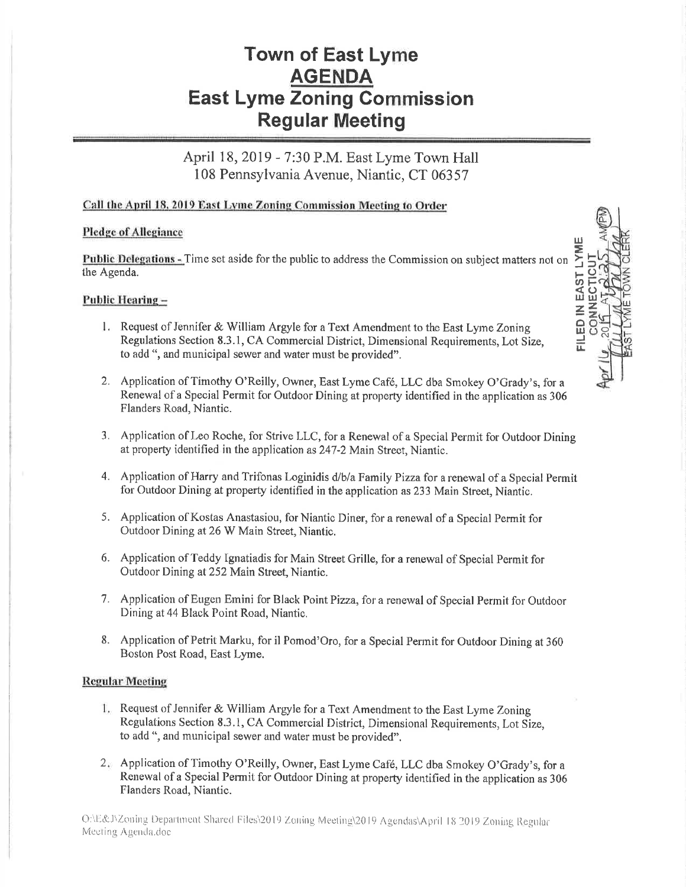# Town of East Lyme
## AGENDA
## East Lyme Zoning Commission
## Regular Meeting

April 18, 2019 - 7:30 P.M. East Lyme Town Hall
108 Pennsylvania Avenue, Niantic, CT 06357

**Call the April 18, 2019 East Lyme Zoning Commission Meeting to Order**

**Pledge of Allegiance**

**Public Delegations -** Time set aside for the public to address the Commission on subject matters not on the Agenda.

FILED IN EAST LYME CONNECTICUT Apr 16, 2019 AT 2:25 AM(PM) EAST LYME TOWN CLERK

**Public Hearing –**

1. Request of Jennifer & William Argyle for a Text Amendment to the East Lyme Zoning Regulations Section 8.3.1, CA Commercial District, Dimensional Requirements, Lot Size, to add ", and municipal sewer and water must be provided".

2. Application of Timothy O'Reilly, Owner, East Lyme Café, LLC dba Smokey O'Grady's, for a Renewal of a Special Permit for Outdoor Dining at property identified in the application as 306 Flanders Road, Niantic.

3. Application of Leo Roche, for Strive LLC, for a Renewal of a Special Permit for Outdoor Dining at property identified in the application as 247-2 Main Street, Niantic.

4. Application of Harry and Trifonas Loginidis d/b/a Family Pizza for a renewal of a Special Permit for Outdoor Dining at property identified in the application as 233 Main Street, Niantic.

5. Application of Kostas Anastasiou, for Niantic Diner, for a renewal of a Special Permit for Outdoor Dining at 26 W Main Street, Niantic.

6. Application of Teddy Ignatiadis for Main Street Grille, for a renewal of Special Permit for Outdoor Dining at 252 Main Street, Niantic.

7. Application of Eugen Emini for Black Point Pizza, for a renewal of Special Permit for Outdoor Dining at 44 Black Point Road, Niantic.

8. Application of Petrit Marku, for il Pomod'Oro, for a Special Permit for Outdoor Dining at 360 Boston Post Road, East Lyme.

**Regular Meeting**

1. Request of Jennifer & William Argyle for a Text Amendment to the East Lyme Zoning Regulations Section 8.3.1, CA Commercial District, Dimensional Requirements, Lot Size, to add ", and municipal sewer and water must be provided".

2. Application of Timothy O'Reilly, Owner, East Lyme Café, LLC dba Smokey O'Grady's, for a Renewal of a Special Permit for Outdoor Dining at property identified in the application as 306 Flanders Road, Niantic.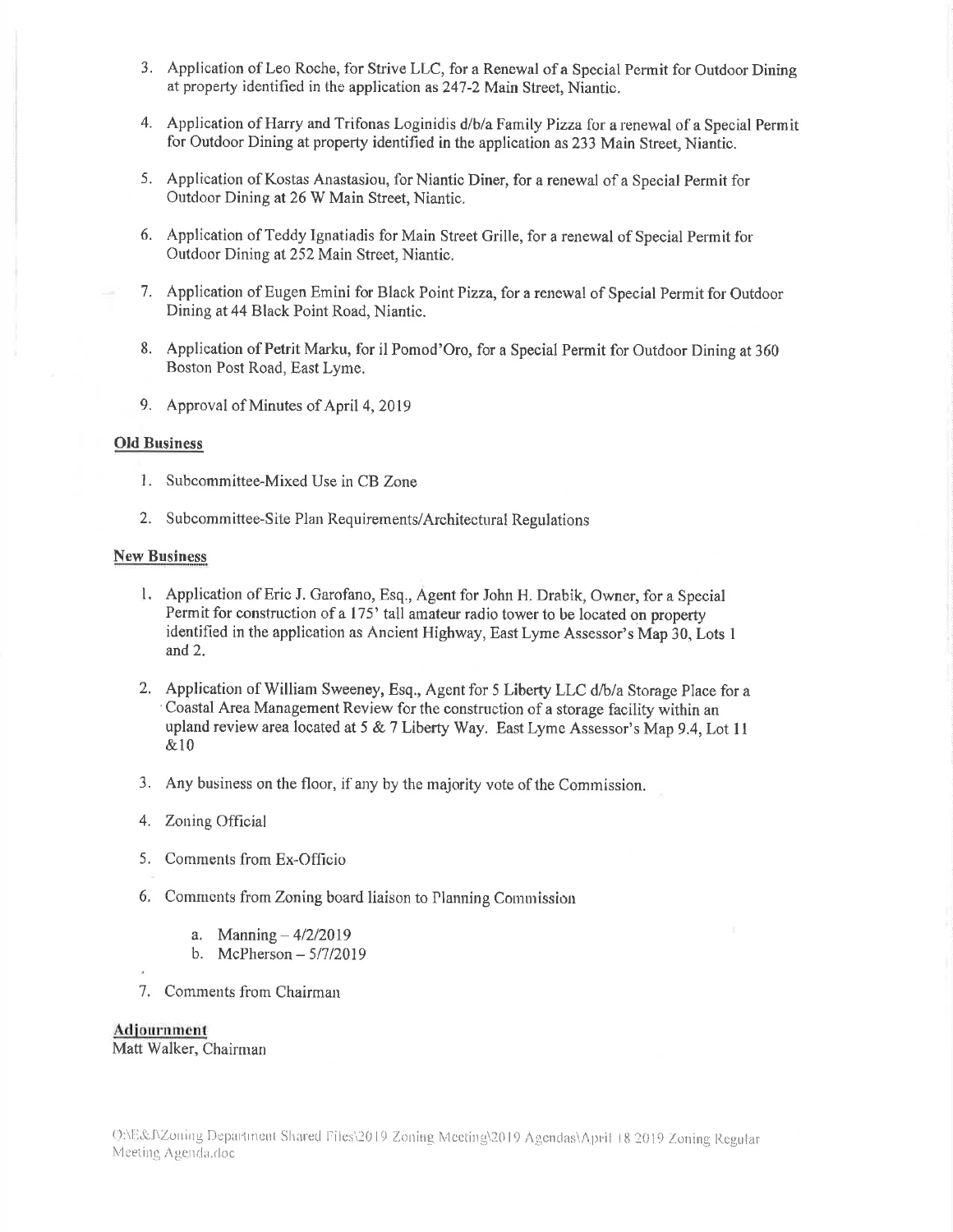3. Application of Leo Roche, for Strive LLC, for a Renewal of a Special Permit for Outdoor Dining at property identified in the application as 247-2 Main Street, Niantic.

4. Application of Harry and Trifonas Loginidis d/b/a Family Pizza for a renewal of a Special Permit for Outdoor Dining at property identified in the application as 233 Main Street, Niantic.

5. Application of Kostas Anastasiou, for Niantic Diner, for a renewal of a Special Permit for Outdoor Dining at 26 W Main Street, Niantic.

6. Application of Teddy Ignatiadis for Main Street Grille, for a renewal of Special Permit for Outdoor Dining at 252 Main Street, Niantic.

7. Application of Eugen Emini for Black Point Pizza, for a renewal of Special Permit for Outdoor Dining at 44 Black Point Road, Niantic.

8. Application of Petrit Marku, for il Pomod'Oro, for a Special Permit for Outdoor Dining at 360 Boston Post Road, East Lyme.

9. Approval of Minutes of April 4, 2019

**Old Business**

1. Subcommittee-Mixed Use in CB Zone

2. Subcommittee-Site Plan Requirements/Architectural Regulations

**New Business**

1. Application of Eric J. Garofano, Esq., Agent for John H. Drabik, Owner, for a Special Permit for construction of a 175' tall amateur radio tower to be located on property identified in the application as Ancient Highway, East Lyme Assessor's Map 30, Lots 1 and 2.

2. Application of William Sweeney, Esq., Agent for 5 Liberty LLC d/b/a Storage Place for a Coastal Area Management Review for the construction of a storage facility within an upland review area located at 5 & 7 Liberty Way. East Lyme Assessor's Map 9.4, Lot 11 &10

3. Any business on the floor, if any by the majority vote of the Commission.

4. Zoning Official

5. Comments from Ex-Officio

6. Comments from Zoning board liaison to Planning Commission

    a. Manning – 4/2/2019
    b. McPherson – 5/7/2019

7. Comments from Chairman

**Adjournment**

Matt Walker, Chairman

O:\E&J\Zoning Department Shared Files\2019 Zoning Meeting\2019 Agendas\April 18 2019 Zoning Regular Meeting Agenda.doc